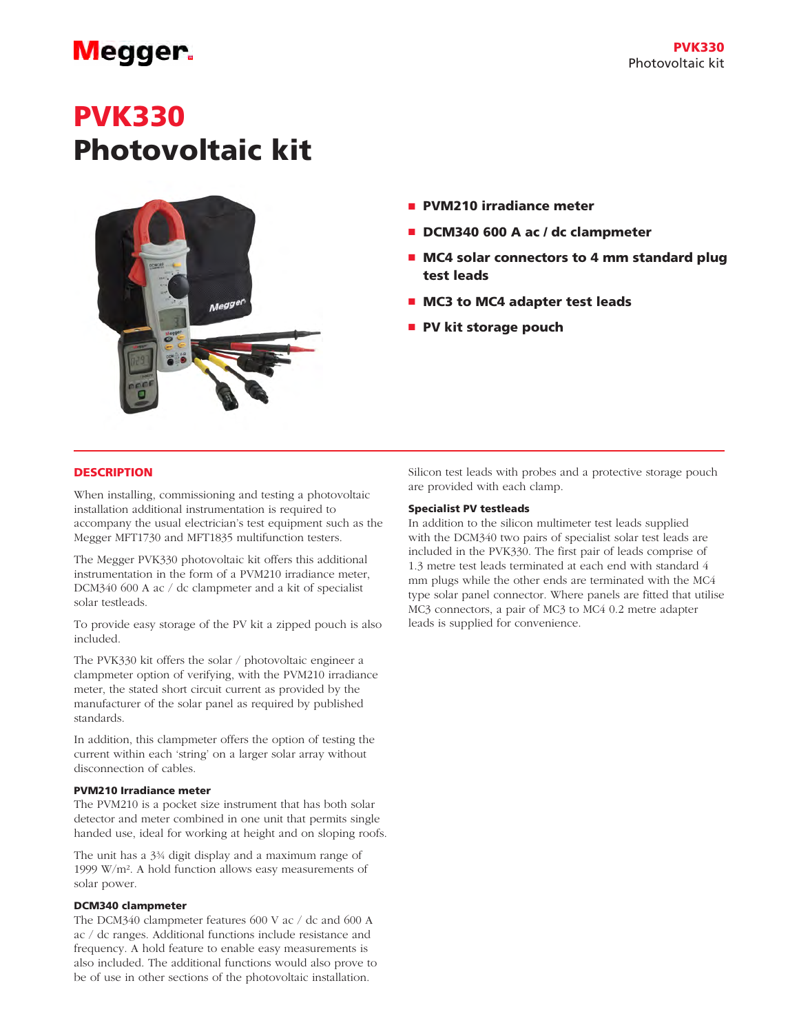# PVK330
# Photovoltaic kit

- **PVM210 irradiance meter**
- **DCM340 600 A ac / dc clampmeter**
- **MC4 solar connectors to 4 mm standard plug test leads**
- **MC3 to MC4 adapter test leads**
- **PV kit storage pouch**

## DESCRIPTION

When installing, commissioning and testing a photovoltaic installation additional instrumentation is required to accompany the usual electrician's test equipment such as the Megger MFT1730 and MFT1835 multifunction testers.

The Megger PVK330 photovoltaic kit offers this additional instrumentation in the form of a PVM210 irradiance meter, DCM340 600 A ac / dc clampmeter and a kit of specialist solar testleads.

To provide easy storage of the PV kit a zipped pouch is also included.

The PVK330 kit offers the solar / photovoltaic engineer a clampmeter option of verifying, with the PVM210 irradiance meter, the stated short circuit current as provided by the manufacturer of the solar panel as required by published standards.

In addition, this clampmeter offers the option of testing the current within each 'string' on a larger solar array without disconnection of cables.

### PVM210 Irradiance meter

The PVM210 is a pocket size instrument that has both solar detector and meter combined in one unit that permits single handed use, ideal for working at height and on sloping roofs.

The unit has a 3¾ digit display and a maximum range of 1999 W/m². A hold function allows easy measurements of solar power.

### DCM340 clampmeter

The DCM340 clampmeter features 600 V ac / dc and 600 A ac / dc ranges. Additional functions include resistance and frequency. A hold feature to enable easy measurements is also included. The additional functions would also prove to be of use in other sections of the photovoltaic installation.

Silicon test leads with probes and a protective storage pouch are provided with each clamp.

### Specialist PV testleads

In addition to the silicon multimeter test leads supplied with the DCM340 two pairs of specialist solar test leads are included in the PVK330. The first pair of leads comprise of 1.3 metre test leads terminated at each end with standard 4 mm plugs while the other ends are terminated with the MC4 type solar panel connector. Where panels are fitted that utilise MC3 connectors, a pair of MC3 to MC4 0.2 metre adapter leads is supplied for convenience.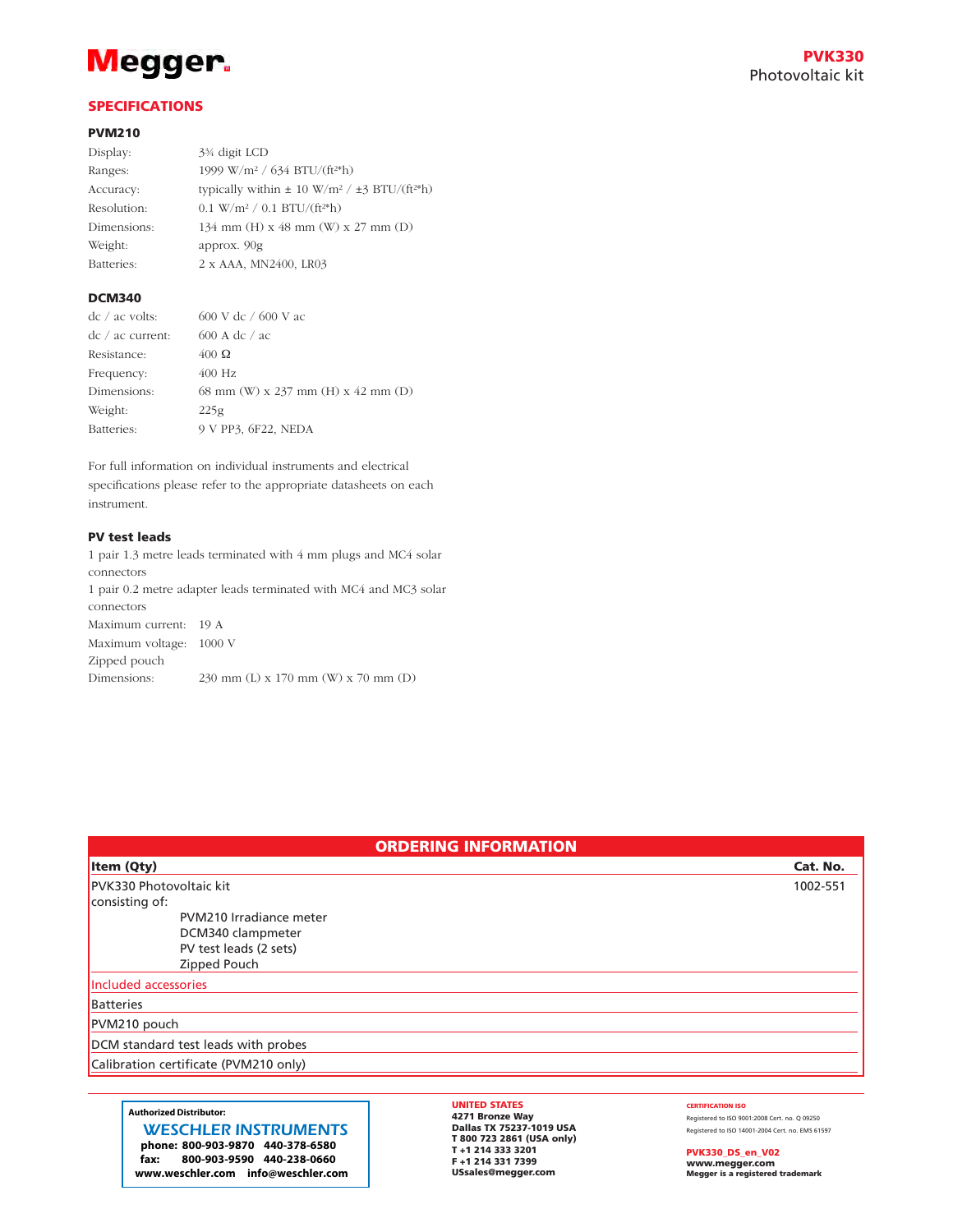# Megger

**PVK330**
Photovoltaic kit

## SPECIFICATIONS

### PVM210

| | |
|---|---|
| Display: | 3¾ digit LCD |
| Ranges: | 1999 W/m² / 634 BTU/(ft²*h) |
| Accuracy: | typically within ± 10 W/m² / ±3 BTU/(ft²*h) |
| Resolution: | 0.1 W/m² / 0.1 BTU/(ft²*h) |
| Dimensions: | 134 mm (H) x 48 mm (W) x 27 mm (D) |
| Weight: | approx. 90g |
| Batteries: | 2 x AAA, MN2400, LR03 |

### DCM340

| | |
|---|---|
| dc / ac volts: | 600 V dc / 600 V ac |
| dc / ac current: | 600 A dc / ac |
| Resistance: | 400 Ω |
| Frequency: | 400 Hz |
| Dimensions: | 68 mm (W) x 237 mm (H) x 42 mm (D) |
| Weight: | 225g |
| Batteries: | 9 V PP3, 6F22, NEDA |

For full information on individual instruments and electrical specifications please refer to the appropriate datasheets on each instrument.

### PV test leads

1 pair 1.3 metre leads terminated with 4 mm plugs and MC4 solar connectors

1 pair 0.2 metre adapter leads terminated with MC4 and MC3 solar connectors

Maximum current: 19 A

Maximum voltage: 1000 V

Zipped pouch

Dimensions: 230 mm (L) x 170 mm (W) x 70 mm (D)

## ORDERING INFORMATION

| Item (Qty) | Cat. No. |
|---|---|
| PVK330 Photovoltaic kit consisting of: PVM210 Irradiance meter, DCM340 clampmeter, PV test leads (2 sets), Zipped Pouch | 1002-551 |
| Included accessories | |
| Batteries | |
| PVM210 pouch | |
| DCM standard test leads with probes | |
| Calibration certificate (PVM210 only) | |

**Authorized Distributor:**
**WESCHLER INSTRUMENTS**
phone: 800-903-9870 440-378-6580
fax: 800-903-9590 440-238-0660
www.weschler.com info@weschler.com

**UNITED STATES**
4271 Bronze Way
Dallas TX 75237-1019 USA
T 800 723 2861 (USA only)
T +1 214 333 3201
F +1 214 331 7399
USsales@megger.com

**CERTIFICATION ISO**
Registered to ISO 9001:2008 Cert. no. Q 09250
Registered to ISO 14001-2004 Cert. no. EMS 61597

**PVK330_DS_en_V02**
www.megger.com
Megger is a registered trademark